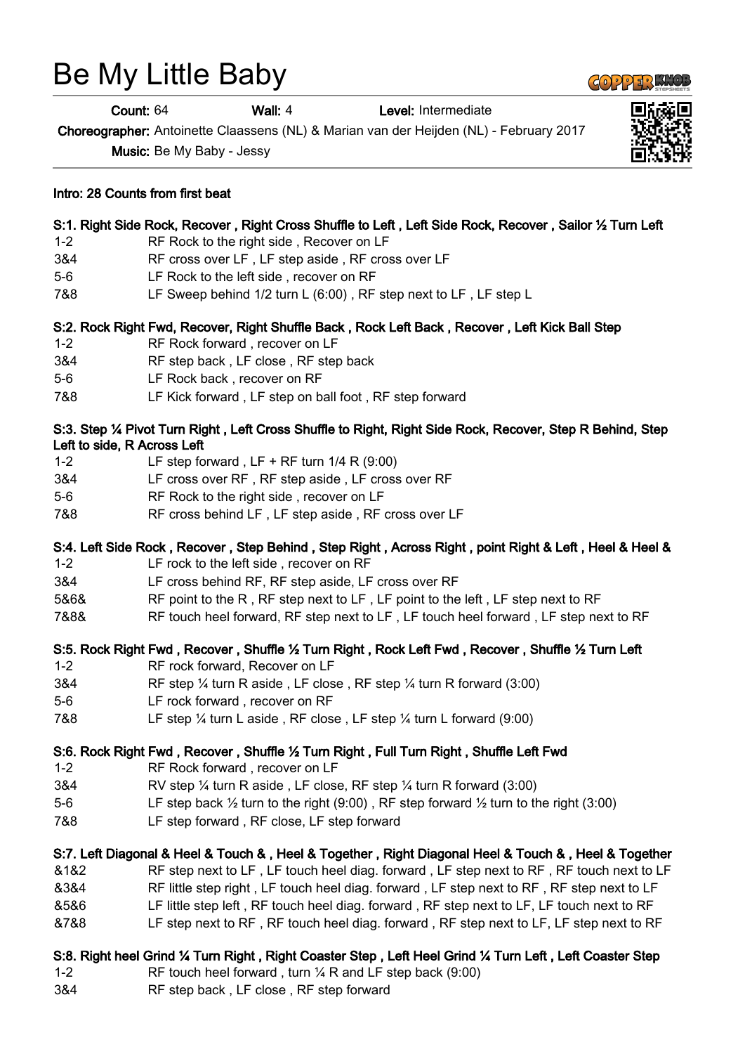# Be My Little Baby

**Count:** 64 **Wall:** 4 **Level:** Intermediate

**Choreographer:** Antoinette Claassens (NL) & Marian van der Heijden (NL) - February 2017

**Music:** Be My Baby - Jessy

**Intro: 28 Counts from first beat**

**S:1. Right Side Rock, Recover , Right Cross Shuffle to Left , Left Side Rock, Recover , Sailor ½ Turn Left**

| | |
|---|---|
| 1-2 | RF Rock to the right side , Recover on LF |
| 3&4 | RF cross over LF , LF step aside , RF cross over LF |
| 5-6 | LF Rock to the left side , recover on RF |
| 7&8 | LF Sweep behind 1/2 turn L (6:00) , RF step next to LF , LF step L |

**S:2. Rock Right Fwd, Recover, Right Shuffle Back , Rock Left Back , Recover , Left Kick Ball Step**

| | |
|---|---|
| 1-2 | RF Rock forward , recover on LF |
| 3&4 | RF step back , LF close , RF step back |
| 5-6 | LF Rock back , recover on RF |
| 7&8 | LF Kick forward , LF step on ball foot , RF step forward |

**S:3. Step ¼ Pivot Turn Right , Left Cross Shuffle to Right, Right Side Rock, Recover, Step R Behind, Step Left to side, R Across Left**

| | |
|---|---|
| 1-2 | LF step forward , LF + RF turn 1/4 R (9:00) |
| 3&4 | LF cross over RF , RF step aside , LF cross over RF |
| 5-6 | RF Rock to the right side , recover on LF |
| 7&8 | RF cross behind LF , LF step aside , RF cross over LF |

**S:4. Left Side Rock , Recover , Step Behind , Step Right , Across Right , point Right & Left , Heel & Heel &**

| | |
|---|---|
| 1-2 | LF rock to the left side , recover on RF |
| 3&4 | LF cross behind RF, RF step aside, LF cross over RF |
| 5&6& | RF point to the R , RF step next to LF , LF point to the left , LF step next to RF |
| 7&8& | RF touch heel forward, RF step next to LF , LF touch heel forward , LF step next to RF |

**S:5. Rock Right Fwd , Recover , Shuffle ½ Turn Right , Rock Left Fwd , Recover , Shuffle ½ Turn Left**

| | |
|---|---|
| 1-2 | RF rock forward, Recover on LF |
| 3&4 | RF step ¼ turn R aside , LF close , RF step ¼ turn R forward (3:00) |
| 5-6 | LF rock forward , recover on RF |
| 7&8 | LF step ¼ turn L aside , RF close , LF step ¼ turn L forward (9:00) |

**S:6. Rock Right Fwd , Recover , Shuffle ½ Turn Right , Full Turn Right , Shuffle Left Fwd**

| | |
|---|---|
| 1-2 | RF Rock forward , recover on LF |
| 3&4 | RV step ¼ turn R aside , LF close, RF step ¼ turn R forward (3:00) |
| 5-6 | LF step back ½ turn to the right (9:00) , RF step forward ½ turn to the right (3:00) |
| 7&8 | LF step forward , RF close, LF step forward |

**S:7. Left Diagonal & Heel & Touch & , Heel & Together , Right Diagonal Heel & Touch & , Heel & Together**

| | |
|---|---|
| &1&2 | RF step next to LF , LF touch heel diag. forward , LF step next to RF , RF touch next to LF |
| &3&4 | RF little step right , LF touch heel diag. forward , LF step next to RF , RF step next to LF |
| &5&6 | LF little step left , RF touch heel diag. forward , RF step next to LF, LF touch next to RF |
| &7&8 | LF step next to RF , RF touch heel diag. forward , RF step next to LF, LF step next to RF |

**S:8. Right heel Grind ¼ Turn Right , Right Coaster Step , Left Heel Grind ¼ Turn Left , Left Coaster Step**

| | |
|---|---|
| 1-2 | RF touch heel forward , turn ¼ R and LF step back (9:00) |
| 3&4 | RF step back , LF close , RF step forward |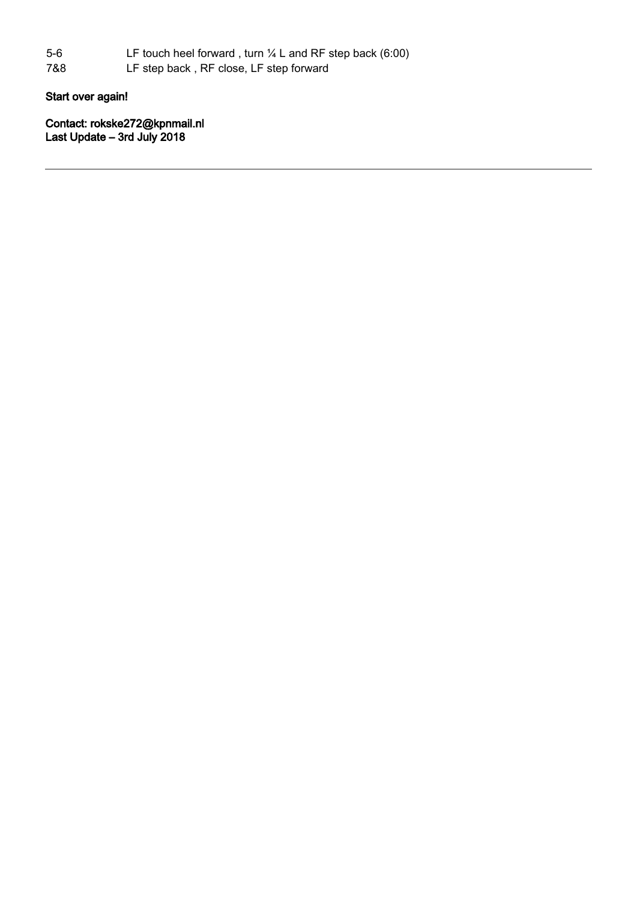| | |
|---|---|
| 5-6 | LF touch heel forward , turn ¼ L and RF step back (6:00) |
| 7&8 | LF step back , RF close, LF step forward |

**Start over again!**

**Contact: rokske272@kpnmail.nl**
**Last Update – 3rd July 2018**

---